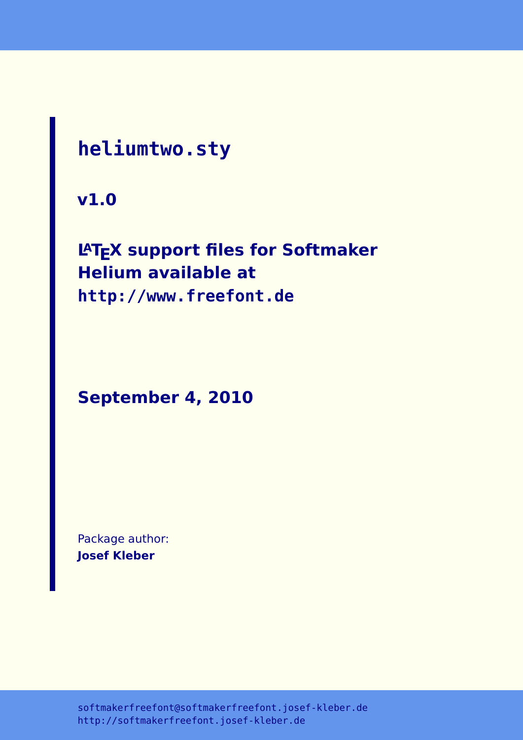# heliumtwo.sty

**v1.0**

**LaTeX support files for Softmaker Helium available at `http://www.freefont.de`**

**September 4, 2010**

Package author:
**Josef Kleber**

softmakerfreefont@softmakerfreefont.josef-kleber.de
http://softmakerfreefont.josef-kleber.de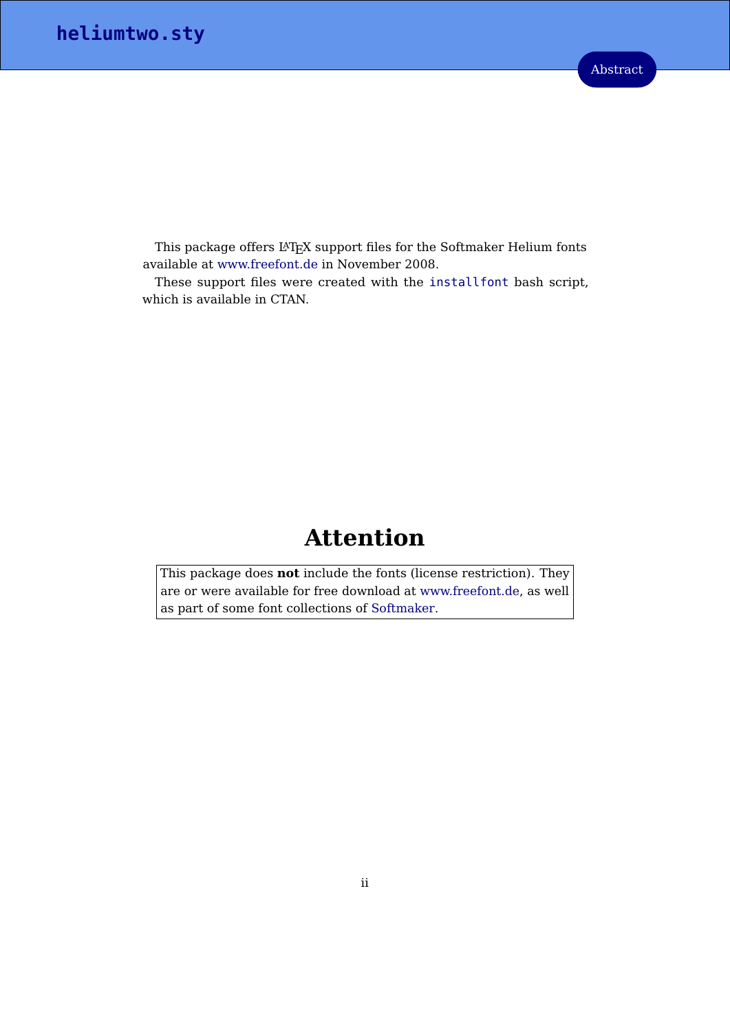# Abstract

This package offers LaTeX support files for the Softmaker Helium fonts available at www.freefont.de in November 2008.

These support files were created with the `installfont` bash script, which is available in CTAN.

## Attention

This package does **not** include the fonts (license restriction). They are or were available for free download at www.freefont.de, as well as part of some font collections of Softmaker.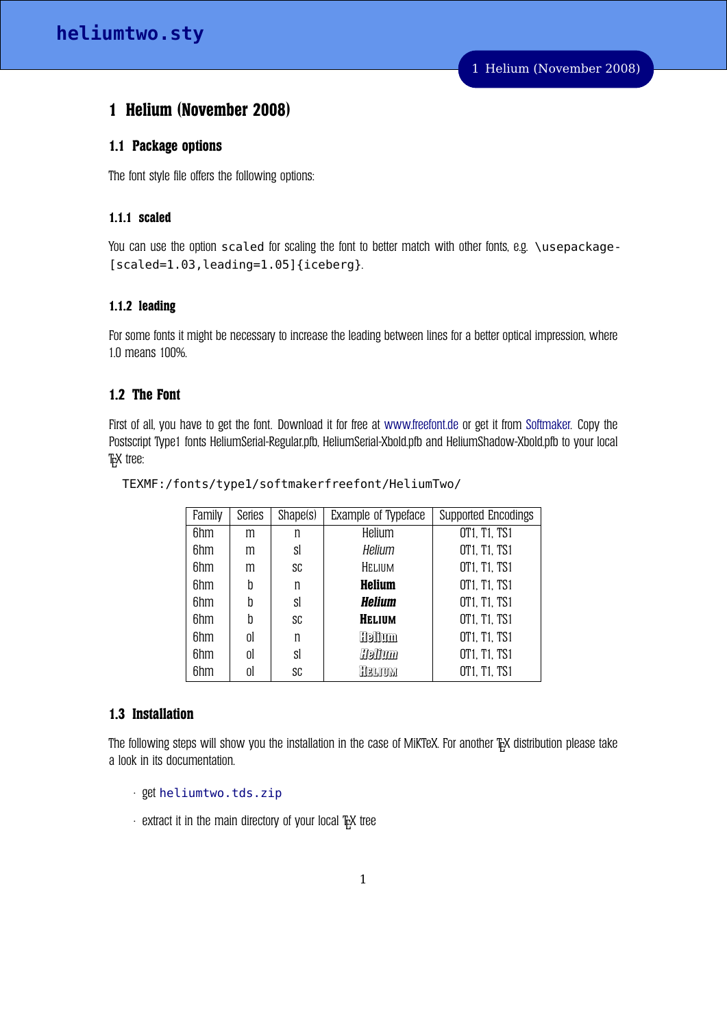# 1 Helium (November 2008)

## 1.1 Package options

The font style file offers the following options:

### 1.1.1 scaled

You can use the option `scaled` for scaling the font to better match with other fonts, e.g. `\usepackage[scaled=1.03,leading=1.05]{iceberg}`.

### 1.1.2 leading

For some fonts it might be necessary to increase the leading between lines for a better optical impression, where 1.0 means 100%.

## 1.2 The Font

First of all, you have to get the font. Download it for free at www.freefont.de or get it from Softmaker. Copy the Postscript Type1 fonts HeliumSerial-Regular.pfb, HeliumSerial-Xbold.pfb and HeliumShadow-Xbold.pfb to your local TEX tree:

```
TEXMF:/fonts/type1/softmakerfreefont/HeliumTwo/
```

| Family | Series | Shape(s) | Example of Typeface | Supported Encodings |
|---|---|---|---|---|
| 6hm | m | n | Helium | OT1, T1, TS1 |
| 6hm | m | sl | *Helium* | OT1, T1, TS1 |
| 6hm | m | sc | HELIUM | OT1, T1, TS1 |
| 6hm | b | n | **Helium** | OT1, T1, TS1 |
| 6hm | b | sl | ***Helium*** | OT1, T1, TS1 |
| 6hm | b | sc | **HELIUM** | OT1, T1, TS1 |
| 6hm | ol | n | Helium | OT1, T1, TS1 |
| 6hm | ol | sl | *Helium* | OT1, T1, TS1 |
| 6hm | ol | sc | HELIUM | OT1, T1, TS1 |

## 1.3 Installation

The following steps will show you the installation in the case of MiKTeX. For another TEX distribution please take a look in its documentation.

- get `heliumtwo.tds.zip`
- extract it in the main directory of your local TEX tree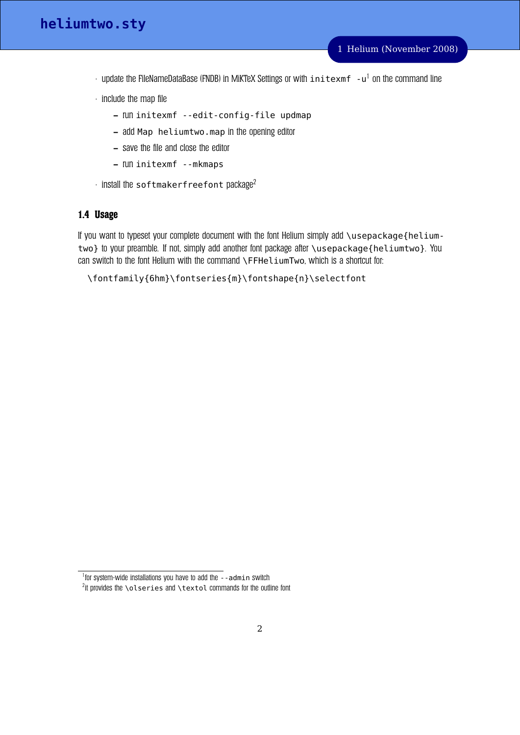- update the FileNameDataBase (FNDB) in MiKTeX Settings or with `initexmf -u`[1] on the command line
- include the map file
  - run `initexmf --edit-config-file updmap`
  - add `Map heliumtwo.map` in the opening editor
  - save the file and close the editor
  - run `initexmf --mkmaps`
- install the `softmakerfreefont` package[2]

### 1.4 Usage

If you want to typeset your complete document with the font Helium simply add `\usepackage{heliumtwo}` to your preamble. If not, simply add another font package after `\usepackage{heliumtwo}`. You can switch to the font Helium with the command `\FFHeliumTwo`, which is a shortcut for:

```
\fontfamily{6hm}\fontseries{m}\fontshape{n}\selectfont
```

[1] for system-wide installations you have to add the `--admin` switch

[2] it provides the `\olseries` and `\textol` commands for the outline font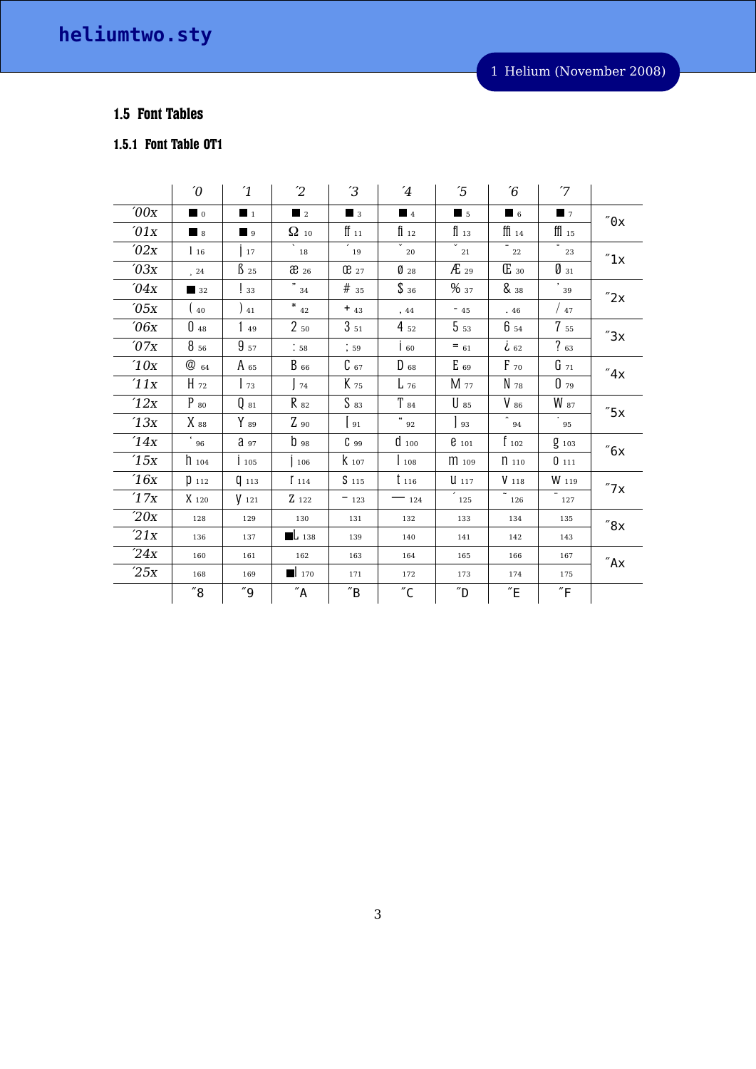## 1.5 Font Tables

### 1.5.1 Font Table OT1

| | ´0 | ´1 | ´2 | ´3 | ´4 | ´5 | ´6 | ´7 | |
|---|---|---|---|---|---|---|---|---|---|
| ´00x | ■ 0 | ■ 1 | ■ 2 | ■ 3 | ■ 4 | ■ 5 | ■ 6 | ■ 7 | ˝0x |
| ´01x | ■ 8 | ■ 9 | Ω 10 | ff 11 | fi 12 | fl 13 | ffi 14 | ffl 15 | |
| ´02x | ı 16 | ȷ 17 | ` 18 | ´ 19 | ˇ 20 | ˘ 21 | ¯ 22 | ˚ 23 | ˝1x |
| ´03x | ¸ 24 | ß 25 | æ 26 | œ 27 | ø 28 | Æ 29 | Œ 30 | Ø 31 | |
| ´04x | ■ 32 | ! 33 | " 34 | # 35 | $ 36 | % 37 | & 38 | ' 39 | ˝2x |
| ´05x | ( 40 | ) 41 | * 42 | + 43 | , 44 | - 45 | . 46 | / 47 | |
| ´06x | 0 48 | 1 49 | 2 50 | 3 51 | 4 52 | 5 53 | 6 54 | 7 55 | ˝3x |
| ´07x | 8 56 | 9 57 | : 58 | ; 59 | ¡ 60 | = 61 | ¿ 62 | ? 63 | |
| ´10x | @ 64 | A 65 | B 66 | C 67 | D 68 | E 69 | F 70 | G 71 | ˝4x |
| ´11x | H 72 | I 73 | J 74 | K 75 | L 76 | M 77 | N 78 | O 79 | |
| ´12x | P 80 | Q 81 | R 82 | S 83 | T 84 | U 85 | V 86 | W 87 | ˝5x |
| ´13x | X 88 | Y 89 | Z 90 | [ 91 | " 92 | ] 93 | ˆ 94 | ˙ 95 | |
| ´14x | ' 96 | a 97 | b 98 | c 99 | d 100 | e 101 | f 102 | g 103 | ˝6x |
| ´15x | h 104 | i 105 | j 106 | k 107 | l 108 | m 109 | n 110 | o 111 | |
| ´16x | p 112 | q 113 | r 114 | s 115 | t 116 | u 117 | v 118 | w 119 | ˝7x |
| ´17x | x 120 | y 121 | z 122 | – 123 | — 124 | ˝ 125 | ˜ 126 | ¨ 127 | |
| ´20x | 128 | 129 | 130 | 131 | 132 | 133 | 134 | 135 | ˝8x |
| ´21x | 136 | 137 | ■Ł 138 | 139 | 140 | 141 | 142 | 143 | |
| ´24x | 160 | 161 | 162 | 163 | 164 | 165 | 166 | 167 | ˝Ax |
| ´25x | 168 | 169 | ■ł 170 | 171 | 172 | 173 | 174 | 175 | |
| | ˝8 | ˝9 | ˝A | ˝B | ˝C | ˝D | ˝E | ˝F | |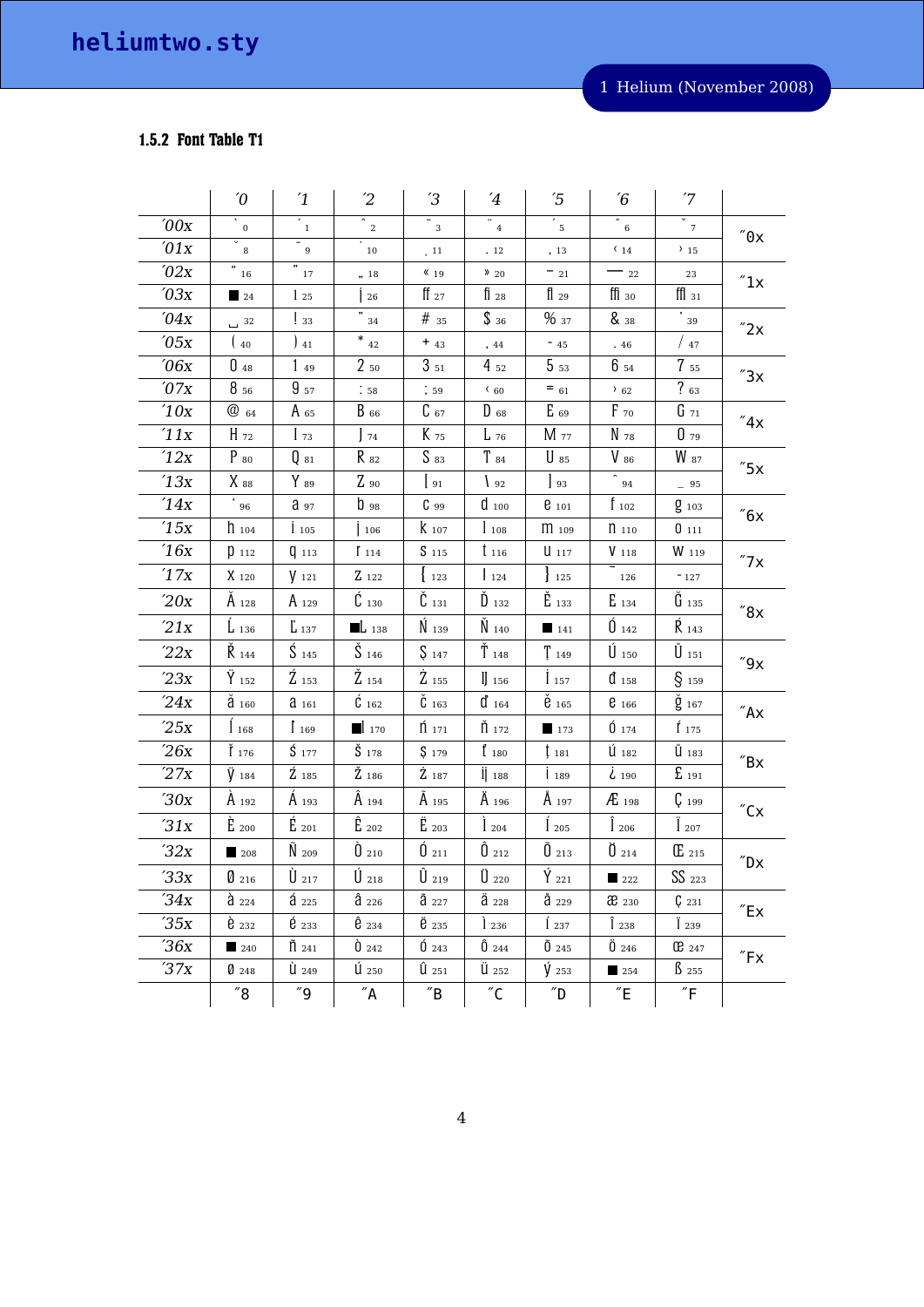### 1.5.2 Font Table T1

| | ´0 | ´1 | ´2 | ´3 | ´4 | ´5 | ´6 | ´7 | |
|---|---|---|---|---|---|---|---|---|---|
| ´00x | ` 0 | ´ 1 | ˆ 2 | ˜ 3 | ¨ 4 | ˝ 5 | ˚ 6 | ˇ 7 | ˝0x |
| ´01x | ˘ 8 | ¯ 9 | ˙ 10 | ¸ 11 | ˛ 12 | ‚ 13 | ‹ 14 | › 15 | |
| ´02x | “ 16 | ” 17 | „ 18 | « 19 | » 20 | – 21 | — 22 | 23 | ˝1x |
| ´03x | ■ 24 | ı 25 | ȷ 26 | ff 27 | fi 28 | fl 29 | ffi 30 | ffl 31 | |
| ´04x | ␣ 32 | ! 33 | " 34 | # 35 | $ 36 | % 37 | & 38 | ' 39 | ˝2x |
| ´05x | ( 40 | ) 41 | * 42 | + 43 | , 44 | - 45 | . 46 | / 47 | |
| ´06x | 0 48 | 1 49 | 2 50 | 3 51 | 4 52 | 5 53 | 6 54 | 7 55 | ˝3x |
| ´07x | 8 56 | 9 57 | : 58 | ; 59 | ‹ 60 | = 61 | › 62 | ? 63 | |
| ´10x | @ 64 | A 65 | B 66 | C 67 | D 68 | E 69 | F 70 | G 71 | ˝4x |
| ´11x | H 72 | I 73 | J 74 | K 75 | L 76 | M 77 | N 78 | O 79 | |
| ´12x | P 80 | Q 81 | R 82 | S 83 | T 84 | U 85 | V 86 | W 87 | ˝5x |
| ´13x | X 88 | Y 89 | Z 90 | [ 91 | \ 92 | ] 93 | ˆ 94 | _ 95 | |
| ´14x | ' 96 | a 97 | b 98 | c 99 | d 100 | e 101 | f 102 | g 103 | ˝6x |
| ´15x | h 104 | i 105 | j 106 | k 107 | l 108 | m 109 | n 110 | o 111 | |
| ´16x | p 112 | q 113 | r 114 | s 115 | t 116 | u 117 | v 118 | w 119 | ˝7x |
| ´17x | x 120 | y 121 | z 122 | { 123 | \| 124 | } 125 | ˜ 126 | - 127 | |
| ´20x | Ă 128 | Ą 129 | Ć 130 | Č 131 | Ď 132 | Ě 133 | Ę 134 | Ğ 135 | ˝8x |
| ´21x | Ĺ 136 | Ľ 137 | ■L 138 | Ń 139 | Ň 140 | ■ 141 | Ő 142 | Ŕ 143 | |
| ´22x | Ř 144 | Ś 145 | Š 146 | Ş 147 | Ť 148 | Ţ 149 | Ű 150 | Ů 151 | ˝9x |
| ´23x | Ÿ 152 | Ź 153 | Ž 154 | Ż 155 | Ĳ 156 | İ 157 | đ 158 | § 159 | |
| ´24x | ă 160 | ą 161 | ć 162 | č 163 | ď 164 | ě 165 | ę 166 | ğ 167 | ˝Ax |
| ´25x | ĺ 168 | ľ 169 | ■l 170 | ń 171 | ň 172 | ■ 173 | ő 174 | ŕ 175 | |
| ´26x | ř 176 | ś 177 | š 178 | ş 179 | ť 180 | ţ 181 | ű 182 | ů 183 | ˝Bx |
| ´27x | ÿ 184 | ź 185 | ž 186 | ż 187 | ĳ 188 | ¡ 189 | ¿ 190 | £ 191 | |
| ´30x | À 192 | Á 193 | Â 194 | Ã 195 | Ä 196 | Å 197 | Æ 198 | Ç 199 | ˝Cx |
| ´31x | È 200 | É 201 | Ê 202 | Ë 203 | Ì 204 | Í 205 | Î 206 | Ï 207 | |
| ´32x | ■ 208 | Ñ 209 | Ò 210 | Ó 211 | Ô 212 | Õ 213 | Ö 214 | Œ 215 | ˝Dx |
| ´33x | Ø 216 | Ù 217 | Ú 218 | Û 219 | Ü 220 | Ý 221 | ■ 222 | SS 223 | |
| ´34x | à 224 | á 225 | â 226 | ã 227 | ä 228 | å 229 | æ 230 | ç 231 | ˝Ex |
| ´35x | è 232 | é 233 | ê 234 | ë 235 | ì 236 | í 237 | î 238 | ï 239 | |
| ´36x | ■ 240 | ñ 241 | ò 242 | ó 243 | ô 244 | õ 245 | ö 246 | œ 247 | ˝Fx |
| ´37x | ø 248 | ù 249 | ú 250 | û 251 | ü 252 | ý 253 | ■ 254 | ß 255 | |
| | ˝8 | ˝9 | ˝A | ˝B | ˝C | ˝D | ˝E | ˝F | |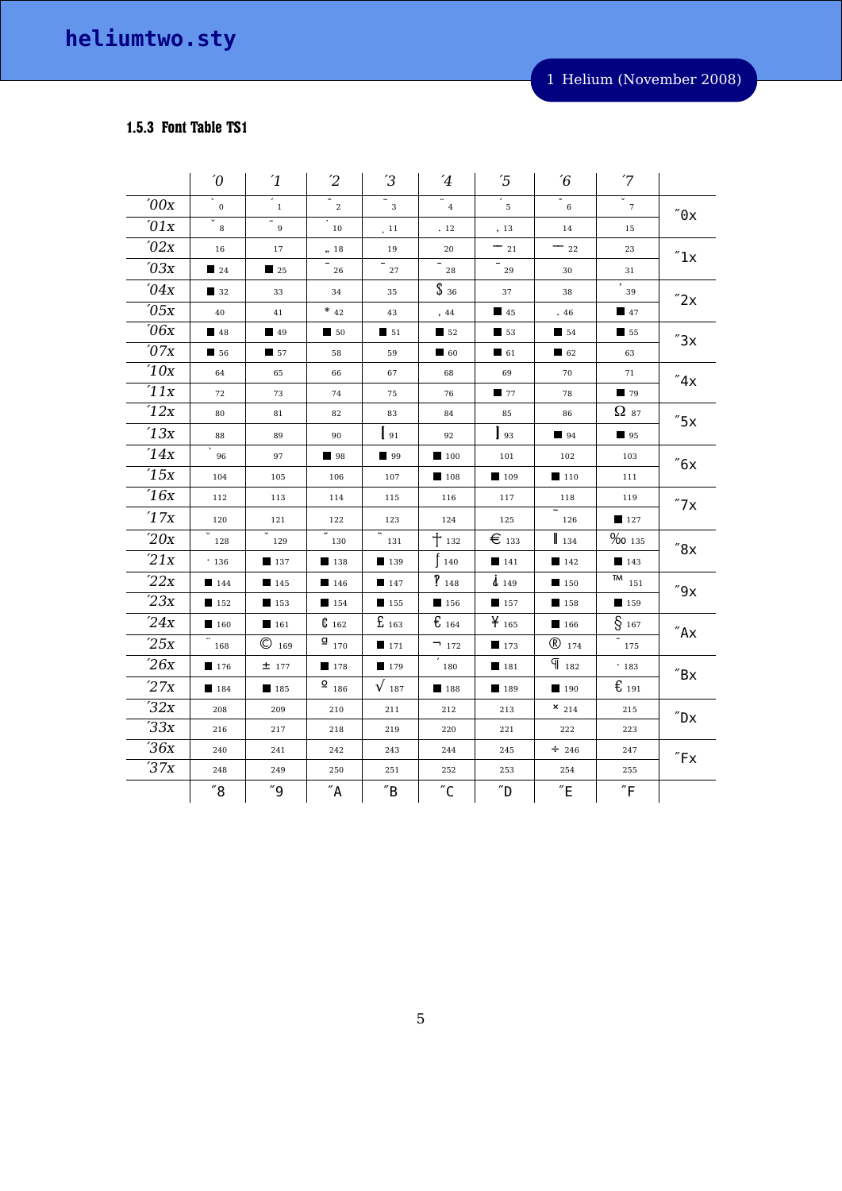### 1.5.3 Font Table TS1

| | ´0 | ´1 | ´2 | ´3 | ´4 | ´5 | ´6 | ´7 | |
|---|---|---|---|---|---|---|---|---|---|
| ´00x | ` 0 | ´ 1 | ˆ 2 | ˜ 3 | ¨ 4 | ˝ 5 | ˚ 6 | ˇ 7 | ˝0x |
| ´01x | ˘ 8 | ¯ 9 | ˙ 10 | ¸ 11 | . 12 | , 13 | 14 | 15 | |
| ´02x | 16 | 17 | „ 18 | 19 | 20 | – 21 | — 22 | 23 | ˝1x |
| ´03x | ■ 24 | ■ 25 | ¯ 26 | ¯ 27 | ¯ 28 | ¯ 29 | 30 | 31 | |
| ´04x | ■ 32 | 33 | 34 | 35 | $ 36 | 37 | 38 | ' 39 | ˝2x |
| ´05x | 40 | 41 | * 42 | 43 | , 44 | ■ 45 | . 46 | ■ 47 | |
| ´06x | ■ 48 | ■ 49 | ■ 50 | ■ 51 | ■ 52 | ■ 53 | ■ 54 | ■ 55 | ˝3x |
| ´07x | ■ 56 | ■ 57 | 58 | 59 | ■ 60 | ■ 61 | ■ 62 | 63 | |
| ´10x | 64 | 65 | 66 | 67 | 68 | 69 | 70 | 71 | ˝4x |
| ´11x | 72 | 73 | 74 | 75 | 76 | ■ 77 | 78 | ■ 79 | |
| ´12x | 80 | 81 | 82 | 83 | 84 | 85 | 86 | Ω 87 | ˝5x |
| ´13x | 88 | 89 | 90 | [ 91 | 92 | ] 93 | ■ 94 | ■ 95 | |
| ´14x | ` 96 | 97 | ■ 98 | ■ 99 | ■ 100 | 101 | 102 | 103 | ˝6x |
| ´15x | 104 | 105 | 106 | 107 | ■ 108 | ■ 109 | ■ 110 | 111 | |
| ´16x | 112 | 113 | 114 | 115 | 116 | 117 | 118 | 119 | ˝7x |
| ´17x | 120 | 121 | 122 | 123 | 124 | 125 | ~ 126 | ■ 127 | |
| ´20x | ˘ 128 | ˇ 129 | ˝ 130 | ̏ 131 | † 132 | € 133 | ‖ 134 | ‰ 135 | ˝8x |
| ´21x | • 136 | ■ 137 | ■ 138 | ■ 139 | ∫ 140 | ■ 141 | ■ 142 | ■ 143 | |
| ´22x | ■ 144 | ■ 145 | ■ 146 | ■ 147 | ‽ 148 | ⸘ 149 | ■ 150 | ™ 151 | ˝9x |
| ´23x | ■ 152 | ■ 153 | ■ 154 | ■ 155 | ■ 156 | ■ 157 | ■ 158 | ■ 159 | |
| ´24x | ■ 160 | ■ 161 | ¢ 162 | £ 163 | € 164 | ¥ 165 | ■ 166 | § 167 | ˝Ax |
| ´25x | ¨ 168 | © 169 | ª 170 | ■ 171 | ¬ 172 | ■ 173 | ® 174 | ¯ 175 | |
| ´26x | ■ 176 | ± 177 | ■ 178 | ■ 179 | ´ 180 | ■ 181 | ¶ 182 | · 183 | ˝Bx |
| ´27x | ■ 184 | ■ 185 | º 186 | √ 187 | ■ 188 | ■ 189 | ■ 190 | € 191 | |
| ´32x | 208 | 209 | 210 | 211 | 212 | 213 | × 214 | 215 | ˝Dx |
| ´33x | 216 | 217 | 218 | 219 | 220 | 221 | 222 | 223 | |
| ´36x | 240 | 241 | 242 | 243 | 244 | 245 | ÷ 246 | 247 | ˝Fx |
| ´37x | 248 | 249 | 250 | 251 | 252 | 253 | 254 | 255 | |
| | ˝8 | ˝9 | ˝A | ˝B | ˝C | ˝D | ˝E | ˝F | |